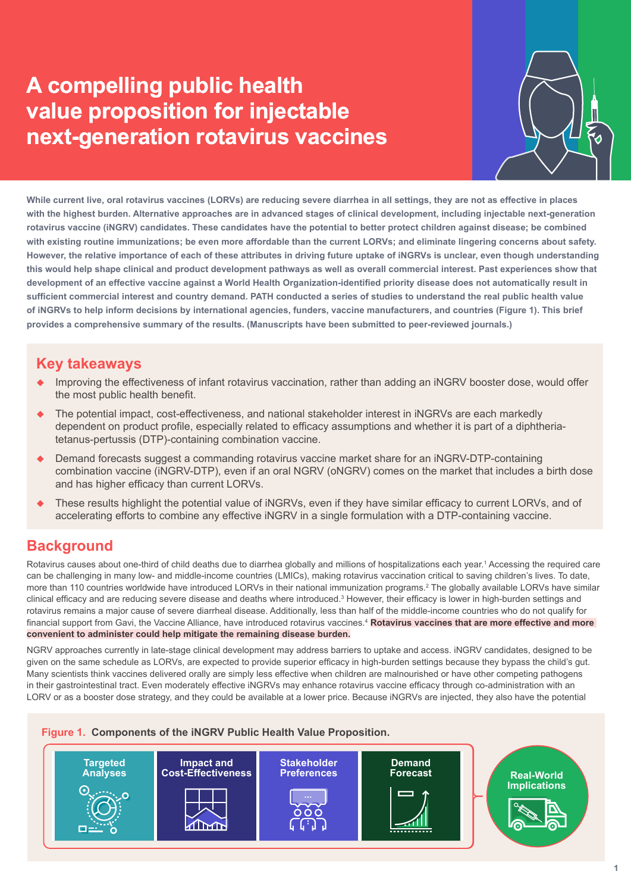# A compelling public health value proposition for injectable next-generation rotavirus vaccines

**While current live, oral rotavirus vaccines (LORVs) are reducing severe diarrhea in all settings, they are not as effective in places with the highest burden. Alternative approaches are in advanced stages of clinical development, including injectable next-generation rotavirus vaccine (iNGRV) candidates. These candidates have the potential to better protect children against disease; be combined with existing routine immunizations; be even more affordable than the current LORVs; and eliminate lingering concerns about safety. However, the relative importance of each of these attributes in driving future uptake of iNGRVs is unclear, even though understanding this would help shape clinical and product development pathways as well as overall commercial interest. Past experiences show that development of an effective vaccine against a World Health Organization-identified priority disease does not automatically result in sufficient commercial interest and country demand. PATH conducted a series of studies to understand the real public health value of iNGRVs to help inform decisions by international agencies, funders, vaccine manufacturers, and countries (Figure 1). This brief provides a comprehensive summary of the results. (Manuscripts have been submitted to peer-reviewed journals.)**

## Key takeaways

- Improving the effectiveness of infant rotavirus vaccination, rather than adding an iNGRV booster dose, would offer the most public health benefit.
- The potential impact, cost-effectiveness, and national stakeholder interest in iNGRVs are each markedly dependent on product profile, especially related to efficacy assumptions and whether it is part of a diphtheria-tetanus-pertussis (DTP)-containing combination vaccine.
- Demand forecasts suggest a commanding rotavirus vaccine market share for an iNGRV-DTP-containing combination vaccine (iNGRV-DTP), even if an oral NGRV (oNGRV) comes on the market that includes a birth dose and has higher efficacy than current LORVs.
- These results highlight the potential value of iNGRVs, even if they have similar efficacy to current LORVs, and of accelerating efforts to combine any effective iNGRV in a single formulation with a DTP-containing vaccine.

## Background

Rotavirus causes about one-third of child deaths due to diarrhea globally and millions of hospitalizations each year.[1] Accessing the required care can be challenging in many low- and middle-income countries (LMICs), making rotavirus vaccination critical to saving children's lives. To date, more than 110 countries worldwide have introduced LORVs in their national immunization programs.[2] The globally available LORVs have similar clinical efficacy and are reducing severe disease and deaths where introduced.[3] However, their efficacy is lower in high-burden settings and rotavirus remains a major cause of severe diarrheal disease. Additionally, less than half of the middle-income countries who do not qualify for financial support from Gavi, the Vaccine Alliance, have introduced rotavirus vaccines.[4] **Rotavirus vaccines that are more effective and more convenient to administer could help mitigate the remaining disease burden.**

NGRV approaches currently in late-stage clinical development may address barriers to uptake and access. iNGRV candidates, designed to be given on the same schedule as LORVs, are expected to provide superior efficacy in high-burden settings because they bypass the child's gut. Many scientists think vaccines delivered orally are simply less effective when children are malnourished or have other competing pathogens in their gastrointestinal tract. Even moderately effective iNGRVs may enhance rotavirus vaccine efficacy through co-administration with an LORV or as a booster dose strategy, and they could be available at a lower price. Because iNGRVs are injected, they also have the potential

**Figure 1. Components of the iNGRV Public Health Value Proposition.**

Targeted Analyses → Impact and Cost-Effectiveness → Stakeholder Preferences → Demand Forecast → Real-World Implications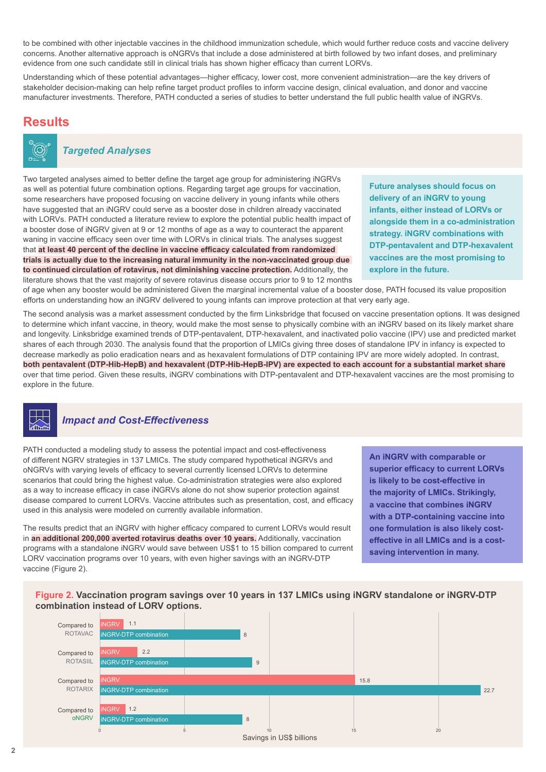to be combined with other injectable vaccines in the childhood immunization schedule, which would further reduce costs and vaccine delivery concerns. Another alternative approach is oNGRVs that include a dose administered at birth followed by two infant doses, and preliminary evidence from one such candidate still in clinical trials has shown higher efficacy than current LORVs.

Understanding which of these potential advantages—higher efficacy, lower cost, more convenient administration—are the key drivers of stakeholder decision-making can help refine target product profiles to inform vaccine design, clinical evaluation, and donor and vaccine manufacturer investments. Therefore, PATH conducted a series of studies to better understand the full public health value of iNGRVs.

## Results

### *Targeted Analyses*

Two targeted analyses aimed to better define the target age group for administering iNGRVs as well as potential future combination options. Regarding target age groups for vaccination, some researchers have proposed focusing on vaccine delivery in young infants while others have suggested that an iNGRV could serve as a booster dose in children already vaccinated with LORVs. PATH conducted a literature review to explore the potential public health impact of a booster dose of iNGRV given at 9 or 12 months of age as a way to counteract the apparent waning in vaccine efficacy seen over time with LORVs in clinical trials. The analyses suggest that **at least 40 percent of the decline in vaccine efficacy calculated from randomized trials is actually due to the increasing natural immunity in the non-vaccinated group due to continued circulation of rotavirus, not diminishing vaccine protection.** Additionally, the literature shows that the vast majority of severe rotavirus disease occurs prior to 9 to 12 months of age when any booster would be administered Given the marginal incremental value of a booster dose, PATH focused its value proposition efforts on understanding how an iNGRV delivered to young infants can improve protection at that very early age.

**Future analyses should focus on delivery of an iNGRV to young infants, either instead of LORVs or alongside them in a co-administration strategy. iNGRV combinations with DTP-pentavalent and DTP-hexavalent vaccines are the most promising to explore in the future.**

The second analysis was a market assessment conducted by the firm Linksbridge that focused on vaccine presentation options. It was designed to determine which infant vaccine, in theory, would make the most sense to physically combine with an iNGRV based on its likely market share and longevity. Linksbridge examined trends of DTP-pentavalent, DTP-hexavalent, and inactivated polio vaccine (IPV) use and predicted market shares of each through 2030. The analysis found that the proportion of LMICs giving three doses of standalone IPV in infancy is expected to decrease markedly as polio eradication nears and as hexavalent formulations of DTP containing IPV are more widely adopted. In contrast, **both pentavalent (DTP-Hib-HepB) and hexavalent (DTP-Hib-HepB-IPV) are expected to each account for a substantial market share** over that time period. Given these results, iNGRV combinations with DTP-pentavalent and DTP-hexavalent vaccines are the most promising to explore in the future.

### *Impact and Cost-Effectiveness*

PATH conducted a modeling study to assess the potential impact and cost-effectiveness of different NGRV strategies in 137 LMICs. The study compared hypothetical iNGRVs and oNGRVs with varying levels of efficacy to several currently licensed LORVs to determine scenarios that could bring the highest value. Co-administration strategies were also explored as a way to increase efficacy in case iNGRVs alone do not show superior protection against disease compared to current LORVs. Vaccine attributes such as presentation, cost, and efficacy used in this analysis were modeled on currently available information.

The results predict that an iNGRV with higher efficacy compared to current LORVs would result in **an additional 200,000 averted rotavirus deaths over 10 years.** Additionally, vaccination programs with a standalone iNGRV would save between US$1 to 15 billion compared to current LORV vaccination programs over 10 years, with even higher savings with an iNGRV-DTP vaccine (Figure 2).

**An iNGRV with comparable or superior efficacy to current LORVs is likely to be cost-effective in the majority of LMICs. Strikingly, a vaccine that combines iNGRV with a DTP-containing vaccine into one formulation is also likely cost-effective in all LMICs and is a cost-saving intervention in many.**

**Figure 2. Vaccination program savings over 10 years in 137 LMICs using iNGRV standalone or iNGRV-DTP combination instead of LORV options.**

| Comparison | iNGRV (Savings in US$ billions) | iNGRV-DTP combination (Savings in US$ billions) |
|---|---|---|
| Compared to ROTAVAC | 1.1 | 8 |
| Compared to ROTASIIL | 2.2 | 9 |
| Compared to ROTARIX | 15.8 | 22.7 |
| Compared to oNGRV | 1.2 | 8 |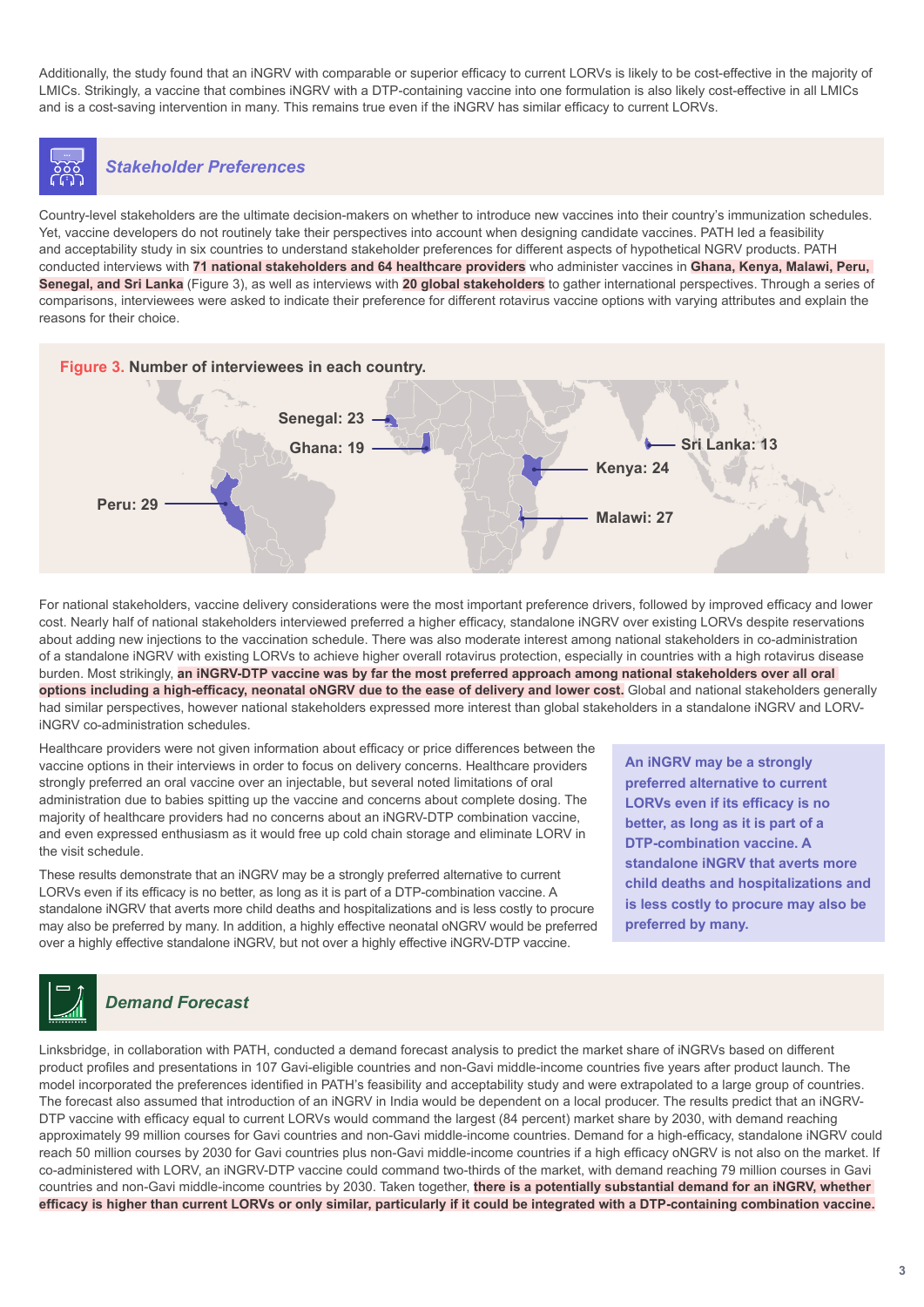Additionally, the study found that an iNGRV with comparable or superior efficacy to current LORVs is likely to be cost-effective in the majority of LMICs. Strikingly, a vaccine that combines iNGRV with a DTP-containing vaccine into one formulation is also likely cost-effective in all LMICs and is a cost-saving intervention in many. This remains true even if the iNGRV has similar efficacy to current LORVs.

## *Stakeholder Preferences*

Country-level stakeholders are the ultimate decision-makers on whether to introduce new vaccines into their country's immunization schedules. Yet, vaccine developers do not routinely take their perspectives into account when designing candidate vaccines. PATH led a feasibility and acceptability study in six countries to understand stakeholder preferences for different aspects of hypothetical NGRV products. PATH conducted interviews with **71 national stakeholders and 64 healthcare providers** who administer vaccines in **Ghana, Kenya, Malawi, Peru, Senegal, and Sri Lanka** (Figure 3), as well as interviews with **20 global stakeholders** to gather international perspectives. Through a series of comparisons, interviewees were asked to indicate their preference for different rotavirus vaccine options with varying attributes and explain the reasons for their choice.

**Figure 3. Number of interviewees in each country.**

| Country | Interviewees |
|---|---|
| Senegal | 23 |
| Ghana | 19 |
| Peru | 29 |
| Sri Lanka | 13 |
| Kenya | 24 |
| Malawi | 27 |

For national stakeholders, vaccine delivery considerations were the most important preference drivers, followed by improved efficacy and lower cost. Nearly half of national stakeholders interviewed preferred a higher efficacy, standalone iNGRV over existing LORVs despite reservations about adding new injections to the vaccination schedule. There was also moderate interest among national stakeholders in co-administration of a standalone iNGRV with existing LORVs to achieve higher overall rotavirus protection, especially in countries with a high rotavirus disease burden. Most strikingly, **an iNGRV-DTP vaccine was by far the most preferred approach among national stakeholders over all oral options including a high-efficacy, neonatal oNGRV due to the ease of delivery and lower cost.** Global and national stakeholders generally had similar perspectives, however national stakeholders expressed more interest than global stakeholders in a standalone iNGRV and LORV-iNGRV co-administration schedules.

Healthcare providers were not given information about efficacy or price differences between the vaccine options in their interviews in order to focus on delivery concerns. Healthcare providers strongly preferred an oral vaccine over an injectable, but several noted limitations of oral administration due to babies spitting up the vaccine and concerns about complete dosing. The majority of healthcare providers had no concerns about an iNGRV-DTP combination vaccine, and even expressed enthusiasm as it would free up cold chain storage and eliminate LORV in the visit schedule.

These results demonstrate that an iNGRV may be a strongly preferred alternative to current LORVs even if its efficacy is no better, as long as it is part of a DTP-combination vaccine. A standalone iNGRV that averts more child deaths and hospitalizations and is less costly to procure may also be preferred by many. In addition, a highly effective neonatal oNGRV would be preferred over a highly effective standalone iNGRV, but not over a highly effective iNGRV-DTP vaccine.

> **An iNGRV may be a strongly preferred alternative to current LORVs even if its efficacy is no better, as long as it is part of a DTP-combination vaccine. A standalone iNGRV that averts more child deaths and hospitalizations and is less costly to procure may also be preferred by many.**

## *Demand Forecast*

Linksbridge, in collaboration with PATH, conducted a demand forecast analysis to predict the market share of iNGRVs based on different product profiles and presentations in 107 Gavi-eligible countries and non-Gavi middle-income countries five years after product launch. The model incorporated the preferences identified in PATH's feasibility and acceptability study and were extrapolated to a large group of countries. The forecast also assumed that introduction of an iNGRV in India would be dependent on a local producer. The results predict that an iNGRV-DTP vaccine with efficacy equal to current LORVs would command the largest (84 percent) market share by 2030, with demand reaching approximately 99 million courses for Gavi countries and non-Gavi middle-income countries. Demand for a high-efficacy, standalone iNGRV could reach 50 million courses by 2030 for Gavi countries plus non-Gavi middle-income countries if a high efficacy oNGRV is not also on the market. If co-administered with LORV, an iNGRV-DTP vaccine could command two-thirds of the market, with demand reaching 79 million courses in Gavi countries and non-Gavi middle-income countries by 2030. Taken together, **there is a potentially substantial demand for an iNGRV, whether efficacy is higher than current LORVs or only similar, particularly if it could be integrated with a DTP-containing combination vaccine.**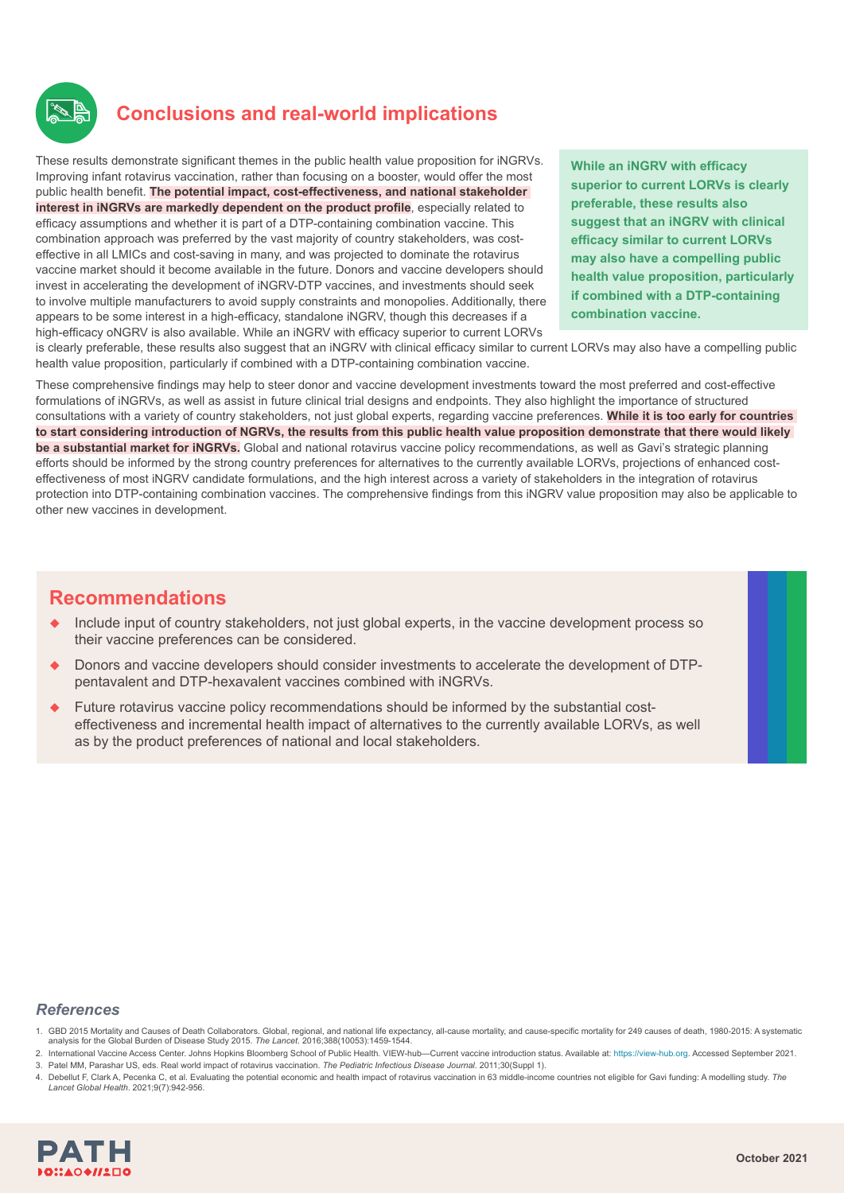## Conclusions and real-world implications

These results demonstrate significant themes in the public health value proposition for iNGRVs. Improving infant rotavirus vaccination, rather than focusing on a booster, would offer the most public health benefit. **The potential impact, cost-effectiveness, and national stakeholder interest in iNGRVs are markedly dependent on the product profile**, especially related to efficacy assumptions and whether it is part of a DTP-containing combination vaccine. This combination approach was preferred by the vast majority of country stakeholders, was cost-effective in all LMICs and cost-saving in many, and was projected to dominate the rotavirus vaccine market should it become available in the future. Donors and vaccine developers should invest in accelerating the development of iNGRV-DTP vaccines, and investments should seek to involve multiple manufacturers to avoid supply constraints and monopolies. Additionally, there appears to be some interest in a high-efficacy, standalone iNGRV, though this decreases if a high-efficacy oNGRV is also available. While an iNGRV with efficacy superior to current LORVs is clearly preferable, these results also suggest that an iNGRV with clinical efficacy similar to current LORVs may also have a compelling public health value proposition, particularly if combined with a DTP-containing combination vaccine.

**While an iNGRV with efficacy superior to current LORVs is clearly preferable, these results also suggest that an iNGRV with clinical efficacy similar to current LORVs may also have a compelling public health value proposition, particularly if combined with a DTP-containing combination vaccine.**

These comprehensive findings may help to steer donor and vaccine development investments toward the most preferred and cost-effective formulations of iNGRVs, as well as assist in future clinical trial designs and endpoints. They also highlight the importance of structured consultations with a variety of country stakeholders, not just global experts, regarding vaccine preferences. **While it is too early for countries to start considering introduction of NGRVs, the results from this public health value proposition demonstrate that there would likely be a substantial market for iNGRVs.** Global and national rotavirus vaccine policy recommendations, as well as Gavi's strategic planning efforts should be informed by the strong country preferences for alternatives to the currently available LORVs, projections of enhanced cost-effectiveness of most iNGRV candidate formulations, and the high interest across a variety of stakeholders in the integration of rotavirus protection into DTP-containing combination vaccines. The comprehensive findings from this iNGRV value proposition may also be applicable to other new vaccines in development.

## Recommendations

- Include input of country stakeholders, not just global experts, in the vaccine development process so their vaccine preferences can be considered.
- Donors and vaccine developers should consider investments to accelerate the development of DTP-pentavalent and DTP-hexavalent vaccines combined with iNGRVs.
- Future rotavirus vaccine policy recommendations should be informed by the substantial cost-effectiveness and incremental health impact of alternatives to the currently available LORVs, as well as by the product preferences of national and local stakeholders.

### *References*

1. GBD 2015 Mortality and Causes of Death Collaborators. Global, regional, and national life expectancy, all-cause mortality, and cause-specific mortality for 249 causes of death, 1980-2015: A systematic analysis for the Global Burden of Disease Study 2015. *The Lancet*. 2016;388(10053):1459-1544.
2. International Vaccine Access Center. Johns Hopkins Bloomberg School of Public Health. VIEW-hub—Current vaccine introduction status. Available at: https://view-hub.org. Accessed September 2021.
3. Patel MM, Parashar US, eds. Real world impact of rotavirus vaccination. *The Pediatric Infectious Disease Journal*. 2011;30(Suppl 1).
4. Debellut F, Clark A, Pecenka C, et al. Evaluating the potential economic and health impact of rotavirus vaccination in 63 middle-income countries not eligible for Gavi funding: A modelling study. *The Lancet Global Health*. 2021;9(7):942-956.

PATH

October 2021